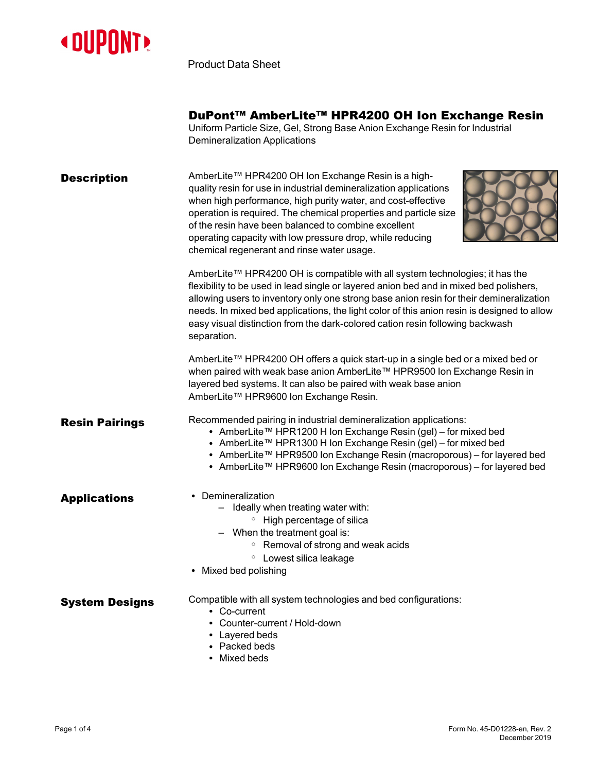Product Data Sheet

# DuPont™ AmberLite™ HPR4200 OH Ion Exchange Resin

Uniform Particle Size, Gel, Strong Base Anion Exchange Resin for Industrial Demineralization Applications

## Description

AmberLite™ HPR4200 OH Ion Exchange Resin is a high-quality resin for use in industrial demineralization applications when high performance, high purity water, and cost-effective operation is required. The chemical properties and particle size of the resin have been balanced to combine excellent operating capacity with low pressure drop, while reducing chemical regenerant and rinse water usage.

AmberLite™ HPR4200 OH is compatible with all system technologies; it has the flexibility to be used in lead single or layered anion bed and in mixed bed polishers, allowing users to inventory only one strong base anion resin for their demineralization needs. In mixed bed applications, the light color of this anion resin is designed to allow easy visual distinction from the dark-colored cation resin following backwash separation.

AmberLite™ HPR4200 OH offers a quick start-up in a single bed or a mixed bed or when paired with weak base anion AmberLite™ HPR9500 Ion Exchange Resin in layered bed systems. It can also be paired with weak base anion AmberLite™ HPR9600 Ion Exchange Resin.

## Resin Pairings

Recommended pairing in industrial demineralization applications:

- AmberLite™ HPR1200 H Ion Exchange Resin (gel) – for mixed bed
- AmberLite™ HPR1300 H Ion Exchange Resin (gel) – for mixed bed
- AmberLite™ HPR9500 Ion Exchange Resin (macroporous) – for layered bed
- AmberLite™ HPR9600 Ion Exchange Resin (macroporous) – for layered bed

## Applications

- Demineralization
  - Ideally when treating water with:
    - High percentage of silica
  - When the treatment goal is:
    - Removal of strong and weak acids
    - Lowest silica leakage
- Mixed bed polishing

## System Designs

Compatible with all system technologies and bed configurations:

- Co-current
- Counter-current / Hold-down
- Layered beds
- Packed beds
- Mixed beds

Form No. 45-D01228-en, Rev. 2
December 2019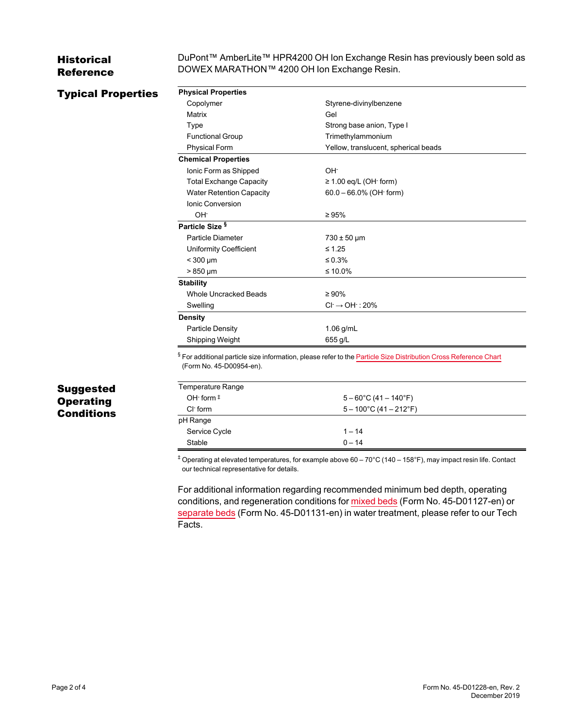## Historical Reference

DuPont™ AmberLite™ HPR4200 OH Ion Exchange Resin has previously been sold as DOWEX MARATHON™ 4200 OH Ion Exchange Resin.

## Typical Properties

| Property | Value |
|---|---|
| **Physical Properties** | |
| Copolymer | Styrene-divinylbenzene |
| Matrix | Gel |
| Type | Strong base anion, Type I |
| Functional Group | Trimethylammonium |
| Physical Form | Yellow, translucent, spherical beads |
| **Chemical Properties** | |
| Ionic Form as Shipped | $OH^-$ |
| Total Exchange Capacity | ≥ 1.00 eq/L ($OH^-$ form) |
| Water Retention Capacity | 60.0 – 66.0% ($OH^-$ form) |
| Ionic Conversion | |
| $OH^-$ | ≥ 95% |
| **Particle Size** § | |
| Particle Diameter | 730 ± 50 µm |
| Uniformity Coefficient | ≤ 1.25 |
| < 300 µm | ≤ 0.3% |
| > 850 µm | ≤ 10.0% |
| **Stability** | |
| Whole Uncracked Beads | ≥ 90% |
| Swelling | $Cl^- \rightarrow OH^-$ : 20% |
| **Density** | |
| Particle Density | 1.06 g/mL |
| Shipping Weight | 655 g/L |

§ For additional particle size information, please refer to the Particle Size Distribution Cross Reference Chart (Form No. 45-D00954-en).

## Suggested Operating Conditions

| Condition | Value |
|---|---|
| Temperature Range | |
| $OH^-$ form ‡ | 5 – 60°C (41 – 140°F) |
| $Cl^-$ form | 5 – 100°C (41 – 212°F) |
| pH Range | |
| Service Cycle | 1 – 14 |
| Stable | 0 – 14 |

‡ Operating at elevated temperatures, for example above 60 – 70°C (140 – 158°F), may impact resin life. Contact our technical representative for details.

For additional information regarding recommended minimum bed depth, operating conditions, and regeneration conditions for mixed beds (Form No. 45-D01127-en) or separate beds (Form No. 45-D01131-en) in water treatment, please refer to our Tech Facts.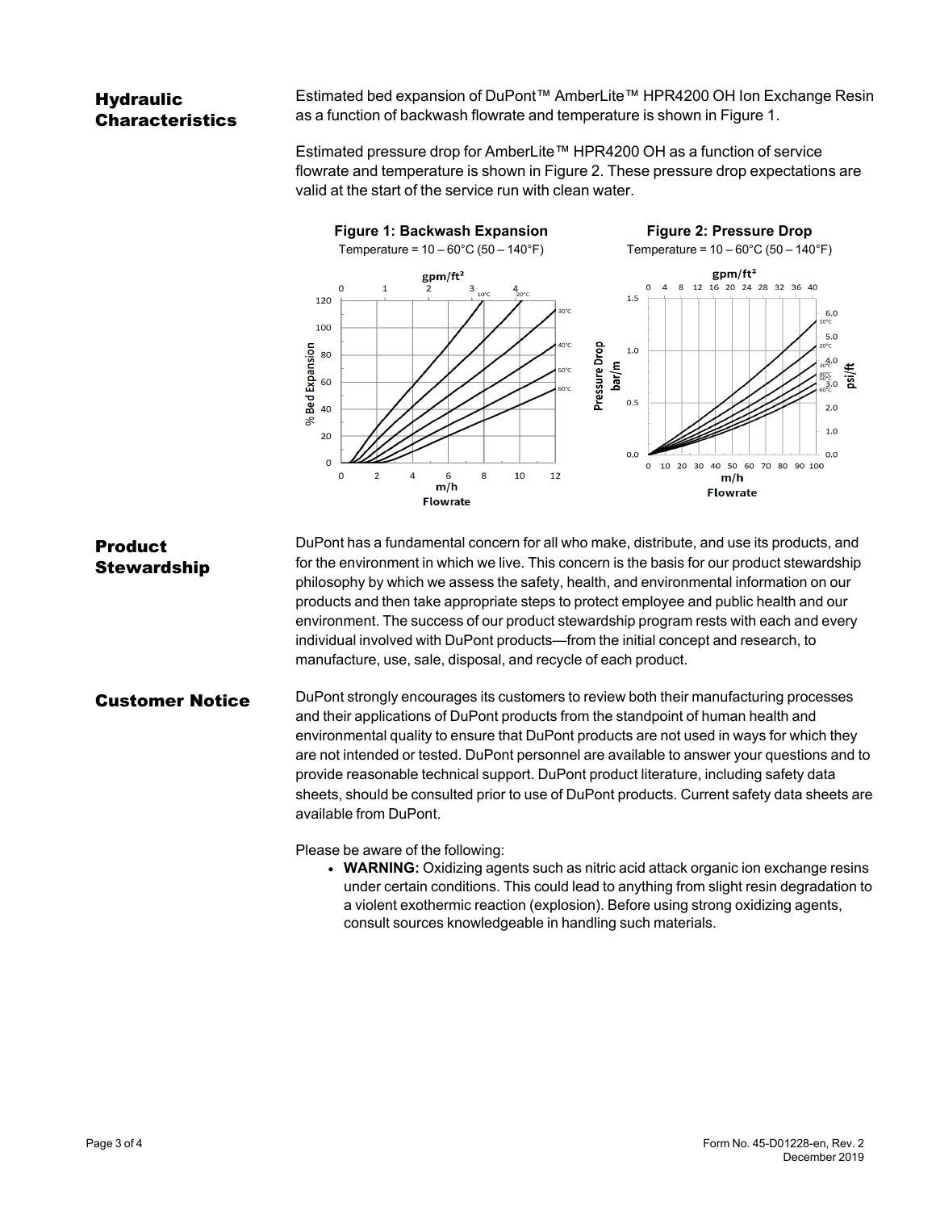## Hydraulic Characteristics

Estimated bed expansion of DuPont™ AmberLite™ HPR4200 OH Ion Exchange Resin as a function of backwash flowrate and temperature is shown in Figure 1.

Estimated pressure drop for AmberLite™ HPR4200 OH as a function of service flowrate and temperature is shown in Figure 2. These pressure drop expectations are valid at the start of the service run with clean water.

**Figure 1: Backwash Expansion**

Temperature = 10 – 60°C (50 – 140°F)

**Figure 2: Pressure Drop**

Temperature = 10 – 60°C (50 – 140°F)

## Product Stewardship

DuPont has a fundamental concern for all who make, distribute, and use its products, and for the environment in which we live. This concern is the basis for our product stewardship philosophy by which we assess the safety, health, and environmental information on our products and then take appropriate steps to protect employee and public health and our environment. The success of our product stewardship program rests with each and every individual involved with DuPont products—from the initial concept and research, to manufacture, use, sale, disposal, and recycle of each product.

## Customer Notice

DuPont strongly encourages its customers to review both their manufacturing processes and their applications of DuPont products from the standpoint of human health and environmental quality to ensure that DuPont products are not used in ways for which they are not intended or tested. DuPont personnel are available to answer your questions and to provide reasonable technical support. DuPont product literature, including safety data sheets, should be consulted prior to use of DuPont products. Current safety data sheets are available from DuPont.

Please be aware of the following:

- **WARNING:** Oxidizing agents such as nitric acid attack organic ion exchange resins under certain conditions. This could lead to anything from slight resin degradation to a violent exothermic reaction (explosion). Before using strong oxidizing agents, consult sources knowledgeable in handling such materials.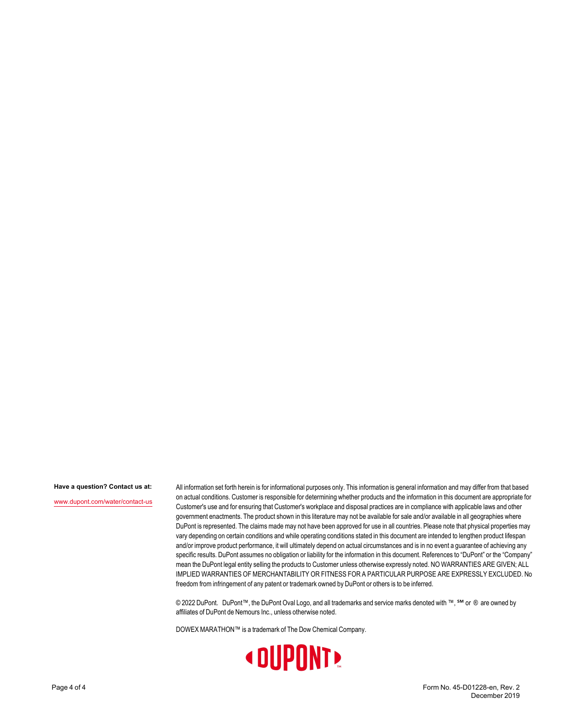**Have a question? Contact us at:**

www.dupont.com/water/contact-us

All information set forth herein is for informational purposes only. This information is general information and may differ from that based on actual conditions. Customer is responsible for determining whether products and the information in this document are appropriate for Customer's use and for ensuring that Customer's workplace and disposal practices are in compliance with applicable laws and other government enactments. The product shown in this literature may not be available for sale and/or available in all geographies where DuPont is represented. The claims made may not have been approved for use in all countries. Please note that physical properties may vary depending on certain conditions and while operating conditions stated in this document are intended to lengthen product lifespan and/or improve product performance, it will ultimately depend on actual circumstances and is in no event a guarantee of achieving any specific results. DuPont assumes no obligation or liability for the information in this document. References to "DuPont" or the "Company" mean the DuPont legal entity selling the products to Customer unless otherwise expressly noted. NO WARRANTIES ARE GIVEN; ALL IMPLIED WARRANTIES OF MERCHANTABILITY OR FITNESS FOR A PARTICULAR PURPOSE ARE EXPRESSLY EXCLUDED. No freedom from infringement of any patent or trademark owned by DuPont or others is to be inferred.

© 2022 DuPont. DuPont™, the DuPont Oval Logo, and all trademarks and service marks denoted with ™, ℠ or ® are owned by affiliates of DuPont de Nemours Inc., unless otherwise noted.

DOWEX MARATHON™ is a trademark of The Dow Chemical Company.

Form No. 45-D01228-en, Rev. 2
December 2019